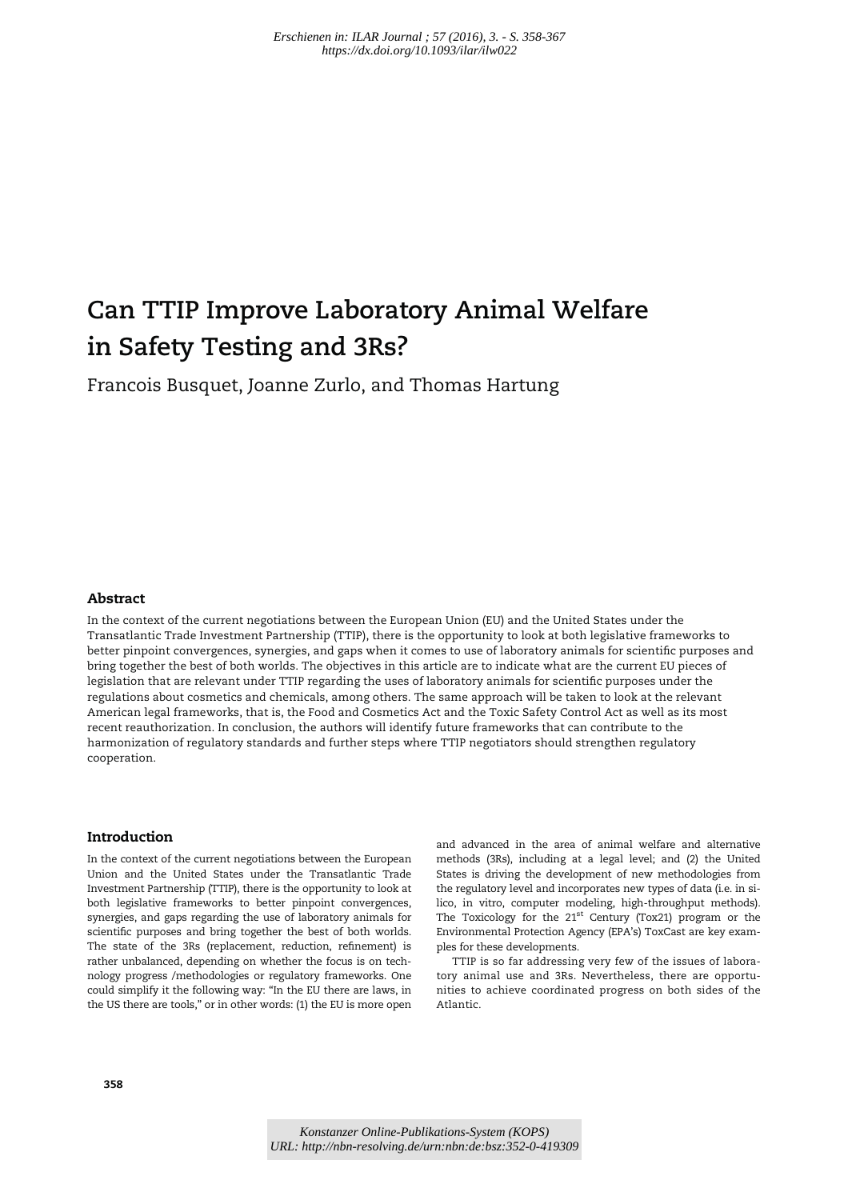# Can TTIP Improve Laboratory Animal Welfare in Safety Testing and 3Rs?

Francois Busquet, Joanne Zurlo, and Thomas Hartung

## Abstract

In the context of the current negotiations between the European Union (EU) and the United States under the Transatlantic Trade Investment Partnership (TTIP), there is the opportunity to look at both legislative frameworks to better pinpoint convergences, synergies, and gaps when it comes to use of laboratory animals for scientific purposes and bring together the best of both worlds. The objectives in this article are to indicate what are the current EU pieces of legislation that are relevant under TTIP regarding the uses of laboratory animals for scientific purposes under the regulations about cosmetics and chemicals, among others. The same approach will be taken to look at the relevant American legal frameworks, that is, the Food and Cosmetics Act and the Toxic Safety Control Act as well as its most recent reauthorization. In conclusion, the authors will identify future frameworks that can contribute to the harmonization of regulatory standards and further steps where TTIP negotiators should strengthen regulatory cooperation.

## Introduction

In the context of the current negotiations between the European Union and the United States under the Transatlantic Trade Investment Partnership (TTIP), there is the opportunity to look at both legislative frameworks to better pinpoint convergences, synergies, and gaps regarding the use of laboratory animals for scientific purposes and bring together the best of both worlds. The state of the 3Rs (replacement, reduction, refinement) is rather unbalanced, depending on whether the focus is on technology progress /methodologies or regulatory frameworks. One could simplify it the following way: "In the EU there are laws, in the US there are tools," or in other words: (1) the EU is more open and advanced in the area of animal welfare and alternative methods (3Rs), including at a legal level; and (2) the United States is driving the development of new methodologies from the regulatory level and incorporates new types of data (i.e. in silico, in vitro, computer modeling, high-throughput methods). The Toxicology for the 21$^{st}$ Century (Tox21) program or the Environmental Protection Agency (EPA's) ToxCast are key examples for these developments.

TTIP is so far addressing very few of the issues of laboratory animal use and 3Rs. Nevertheless, there are opportunities to achieve coordinated progress on both sides of the Atlantic.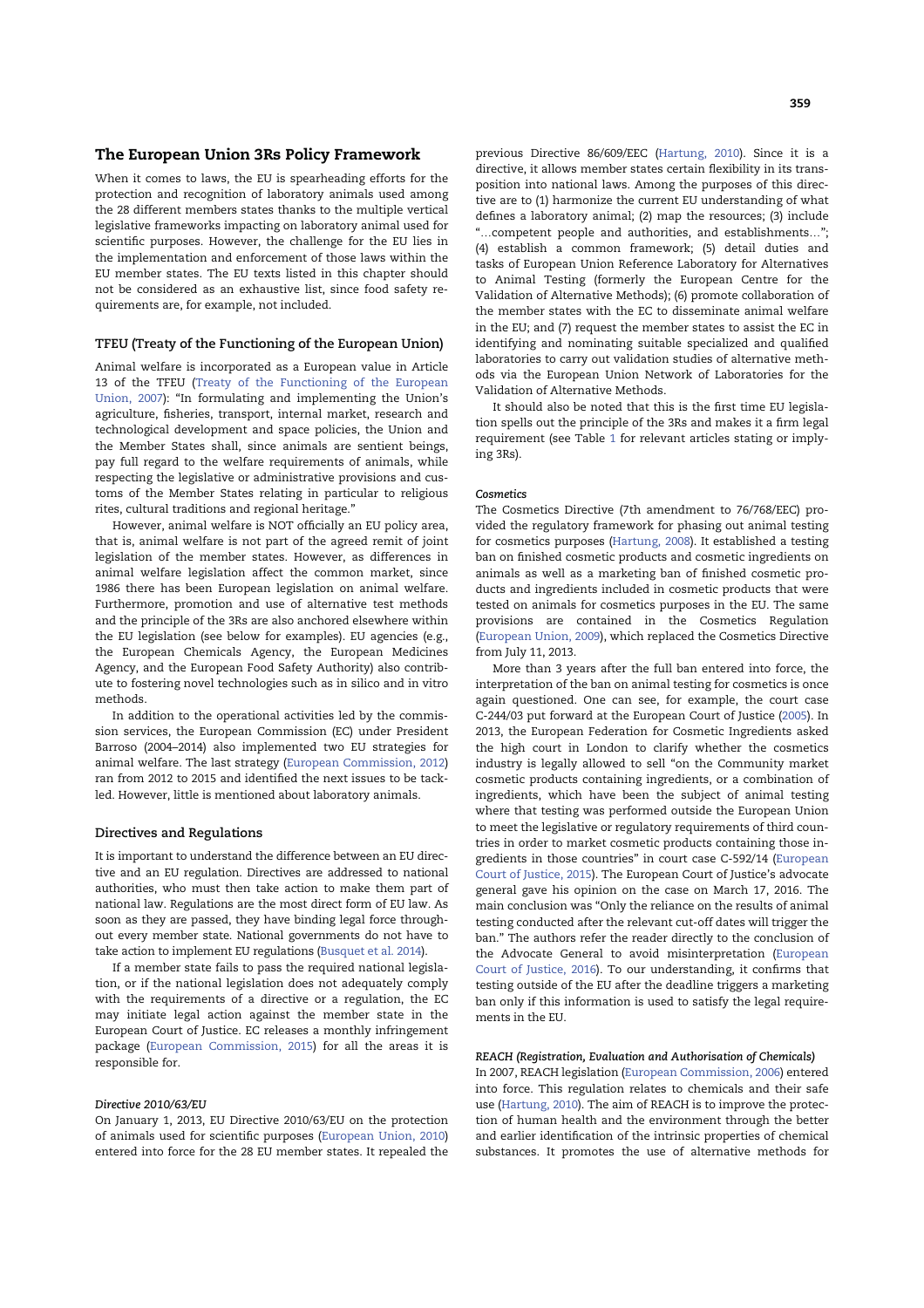## The European Union 3Rs Policy Framework

When it comes to laws, the EU is spearheading efforts for the protection and recognition of laboratory animals used among the 28 different members states thanks to the multiple vertical legislative frameworks impacting on laboratory animal used for scientific purposes. However, the challenge for the EU lies in the implementation and enforcement of those laws within the EU member states. The EU texts listed in this chapter should not be considered as an exhaustive list, since food safety requirements are, for example, not included.

### TFEU (Treaty of the Functioning of the European Union)

Animal welfare is incorporated as a European value in Article 13 of the TFEU (Treaty of the Functioning of the European Union, 2007): "In formulating and implementing the Union's agriculture, fisheries, transport, internal market, research and technological development and space policies, the Union and the Member States shall, since animals are sentient beings, pay full regard to the welfare requirements of animals, while respecting the legislative or administrative provisions and customs of the Member States relating in particular to religious rites, cultural traditions and regional heritage."

However, animal welfare is NOT officially an EU policy area, that is, animal welfare is not part of the agreed remit of joint legislation of the member states. However, as differences in animal welfare legislation affect the common market, since 1986 there has been European legislation on animal welfare. Furthermore, promotion and use of alternative test methods and the principle of the 3Rs are also anchored elsewhere within the EU legislation (see below for examples). EU agencies (e.g., the European Chemicals Agency, the European Medicines Agency, and the European Food Safety Authority) also contribute to fostering novel technologies such as in silico and in vitro methods.

In addition to the operational activities led by the commission services, the European Commission (EC) under President Barroso (2004–2014) also implemented two EU strategies for animal welfare. The last strategy (European Commission, 2012) ran from 2012 to 2015 and identified the next issues to be tackled. However, little is mentioned about laboratory animals.

### Directives and Regulations

It is important to understand the difference between an EU directive and an EU regulation. Directives are addressed to national authorities, who must then take action to make them part of national law. Regulations are the most direct form of EU law. As soon as they are passed, they have binding legal force throughout every member state. National governments do not have to take action to implement EU regulations (Busquet et al. 2014).

If a member state fails to pass the required national legislation, or if the national legislation does not adequately comply with the requirements of a directive or a regulation, the EC may initiate legal action against the member state in the European Court of Justice. EC releases a monthly infringement package (European Commission, 2015) for all the areas it is responsible for.

#### *Directive 2010/63/EU*

On January 1, 2013, EU Directive 2010/63/EU on the protection of animals used for scientific purposes (European Union, 2010) entered into force for the 28 EU member states. It repealed the previous Directive 86/609/EEC (Hartung, 2010). Since it is a directive, it allows member states certain flexibility in its transposition into national laws. Among the purposes of this directive are to (1) harmonize the current EU understanding of what defines a laboratory animal; (2) map the resources; (3) include "…competent people and authorities, and establishments…"; (4) establish a common framework; (5) detail duties and tasks of European Union Reference Laboratory for Alternatives to Animal Testing (formerly the European Centre for the Validation of Alternative Methods); (6) promote collaboration of the member states with the EC to disseminate animal welfare in the EU; and (7) request the member states to assist the EC in identifying and nominating suitable specialized and qualified laboratories to carry out validation studies of alternative methods via the European Union Network of Laboratories for the Validation of Alternative Methods.

It should also be noted that this is the first time EU legislation spells out the principle of the 3Rs and makes it a firm legal requirement (see Table 1 for relevant articles stating or implying 3Rs).

#### *Cosmetics*

The Cosmetics Directive (7th amendment to 76/768/EEC) provided the regulatory framework for phasing out animal testing for cosmetics purposes (Hartung, 2008). It established a testing ban on finished cosmetic products and cosmetic ingredients on animals as well as a marketing ban of finished cosmetic products and ingredients included in cosmetic products that were tested on animals for cosmetics purposes in the EU. The same provisions are contained in the Cosmetics Regulation (European Union, 2009), which replaced the Cosmetics Directive from July 11, 2013.

More than 3 years after the full ban entered into force, the interpretation of the ban on animal testing for cosmetics is once again questioned. One can see, for example, the court case C-244/03 put forward at the European Court of Justice (2005). In 2013, the European Federation for Cosmetic Ingredients asked the high court in London to clarify whether the cosmetics industry is legally allowed to sell "on the Community market cosmetic products containing ingredients, or a combination of ingredients, which have been the subject of animal testing where that testing was performed outside the European Union to meet the legislative or regulatory requirements of third countries in order to market cosmetic products containing those ingredients in those countries" in court case C-592/14 (European Court of Justice, 2015). The European Court of Justice's advocate general gave his opinion on the case on March 17, 2016. The main conclusion was "Only the reliance on the results of animal testing conducted after the relevant cut-off dates will trigger the ban." The authors refer the reader directly to the conclusion of the Advocate General to avoid misinterpretation (European Court of Justice, 2016). To our understanding, it confirms that testing outside of the EU after the deadline triggers a marketing ban only if this information is used to satisfy the legal requirements in the EU.

#### *REACH (Registration, Evaluation and Authorisation of Chemicals)*

In 2007, REACH legislation (European Commission, 2006) entered into force. This regulation relates to chemicals and their safe use (Hartung, 2010). The aim of REACH is to improve the protection of human health and the environment through the better and earlier identification of the intrinsic properties of chemical substances. It promotes the use of alternative methods for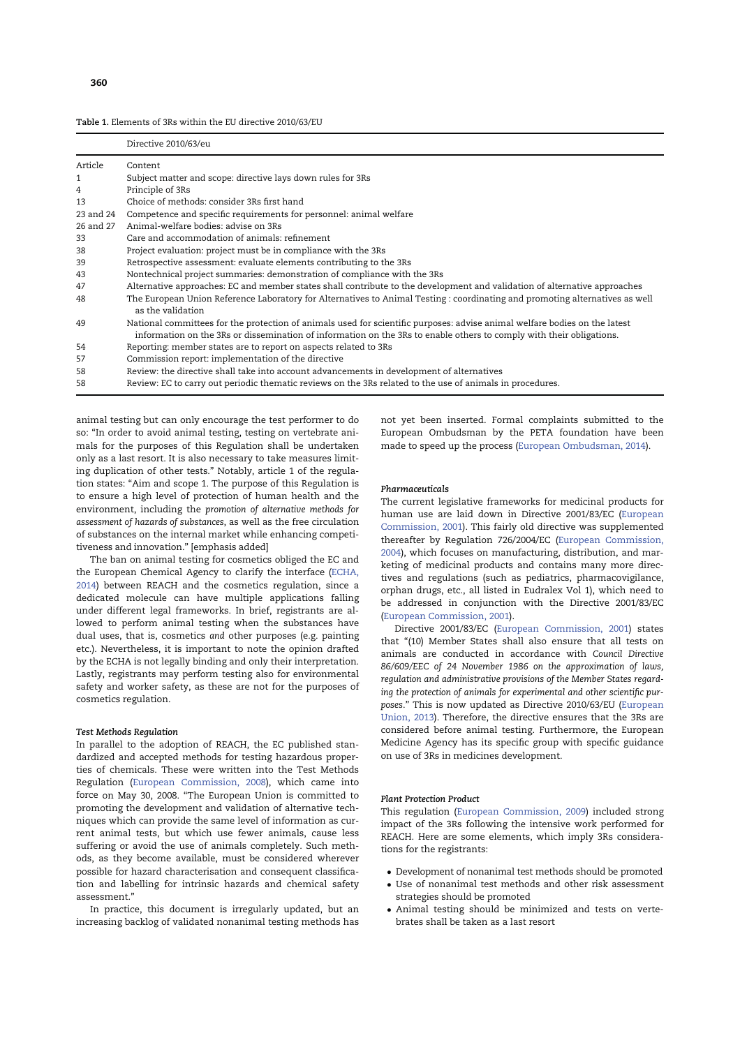Table 1. Elements of 3Rs within the EU directive 2010/63/EU

| | Directive 2010/63/eu |
|---|---|
| Article | Content |
| 1 | Subject matter and scope: directive lays down rules for 3Rs |
| 4 | Principle of 3Rs |
| 13 | Choice of methods: consider 3Rs first hand |
| 23 and 24 | Competence and specific requirements for personnel: animal welfare |
| 26 and 27 | Animal-welfare bodies: advise on 3Rs |
| 33 | Care and accommodation of animals: refinement |
| 38 | Project evaluation: project must be in compliance with the 3Rs |
| 39 | Retrospective assessment: evaluate elements contributing to the 3Rs |
| 43 | Nontechnical project summaries: demonstration of compliance with the 3Rs |
| 47 | Alternative approaches: EC and member states shall contribute to the development and validation of alternative approaches |
| 48 | The European Union Reference Laboratory for Alternatives to Animal Testing : coordinating and promoting alternatives as well as the validation |
| 49 | National committees for the protection of animals used for scientific purposes: advise animal welfare bodies on the latest information on the 3Rs or dissemination of information on the 3Rs to enable others to comply with their obligations. |
| 54 | Reporting: member states are to report on aspects related to 3Rs |
| 57 | Commission report: implementation of the directive |
| 58 | Review: the directive shall take into account advancements in development of alternatives |
| 58 | Review: EC to carry out periodic thematic reviews on the 3Rs related to the use of animals in procedures. |

animal testing but can only encourage the test performer to do so: "In order to avoid animal testing, testing on vertebrate animals for the purposes of this Regulation shall be undertaken only as a last resort. It is also necessary to take measures limiting duplication of other tests." Notably, article 1 of the regulation states: "Aim and scope 1. The purpose of this Regulation is to ensure a high level of protection of human health and the environment, including the *promotion of alternative methods for assessment of hazards of substances*, as well as the free circulation of substances on the internal market while enhancing competitiveness and innovation." [emphasis added]

The ban on animal testing for cosmetics obliged the EC and the European Chemical Agency to clarify the interface (ECHA, 2014) between REACH and the cosmetics regulation, since a dedicated molecule can have multiple applications falling under different legal frameworks. In brief, registrants are allowed to perform animal testing when the substances have dual uses, that is, cosmetics *and* other purposes (e.g. painting etc.). Nevertheless, it is important to note the opinion drafted by the ECHA is not legally binding and only their interpretation. Lastly, registrants may perform testing also for environmental safety and worker safety, as these are not for the purposes of cosmetics regulation.

### *Test Methods Regulation*

In parallel to the adoption of REACH, the EC published standardized and accepted methods for testing hazardous properties of chemicals. These were written into the Test Methods Regulation (European Commission, 2008), which came into force on May 30, 2008. "The European Union is committed to promoting the development and validation of alternative techniques which can provide the same level of information as current animal tests, but which use fewer animals, cause less suffering or avoid the use of animals completely. Such methods, as they become available, must be considered wherever possible for hazard characterisation and consequent classification and labelling for intrinsic hazards and chemical safety assessment."

In practice, this document is irregularly updated, but an increasing backlog of validated nonanimal testing methods has not yet been inserted. Formal complaints submitted to the European Ombudsman by the PETA foundation have been made to speed up the process (European Ombudsman, 2014).

### *Pharmaceuticals*

The current legislative frameworks for medicinal products for human use are laid down in Directive 2001/83/EC (European Commission, 2001). This fairly old directive was supplemented thereafter by Regulation 726/2004/EC (European Commission, 2004), which focuses on manufacturing, distribution, and marketing of medicinal products and contains many more directives and regulations (such as pediatrics, pharmacovigilance, orphan drugs, etc., all listed in Eudralex Vol 1), which need to be addressed in conjunction with the Directive 2001/83/EC (European Commission, 2001).

Directive 2001/83/EC (European Commission, 2001) states that "(10) Member States shall also ensure that all tests on animals are conducted in accordance with *Council Directive 86/609/EEC of 24 November 1986 on the approximation of laws, regulation and administrative provisions of the Member States regarding the protection of animals for experimental and other scientific purposes*." This is now updated as Directive 2010/63/EU (European Union, 2013). Therefore, the directive ensures that the 3Rs are considered before animal testing. Furthermore, the European Medicine Agency has its specific group with specific guidance on use of 3Rs in medicines development.

### *Plant Protection Product*

This regulation (European Commission, 2009) included strong impact of the 3Rs following the intensive work performed for REACH. Here are some elements, which imply 3Rs considerations for the registrants:

- Development of nonanimal test methods should be promoted
- Use of nonanimal test methods and other risk assessment strategies should be promoted
- Animal testing should be minimized and tests on vertebrates shall be taken as a last resort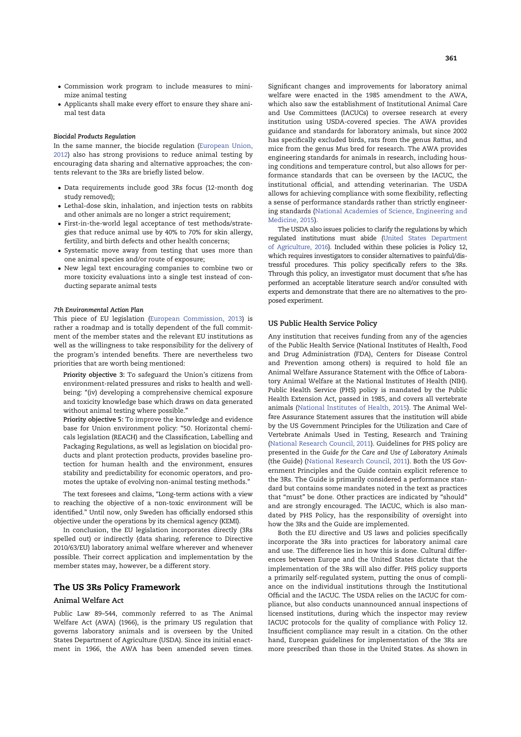- Commission work program to include measures to minimize animal testing
- Applicants shall make every effort to ensure they share animal test data

#### *Biocidal Products Regulation*

In the same manner, the biocide regulation (European Union, 2012) also has strong provisions to reduce animal testing by encouraging data sharing and alternative approaches; the contents relevant to the 3Rs are briefly listed below.

- Data requirements include good 3Rs focus (12-month dog study removed);
- Lethal-dose skin, inhalation, and injection tests on rabbits and other animals are no longer a strict requirement;
- First-in-the-world legal acceptance of test methods/strategies that reduce animal use by 40% to 70% for skin allergy, fertility, and birth defects and other health concerns;
- Systematic move away from testing that uses more than one animal species and/or route of exposure;
- New legal text encouraging companies to combine two or more toxicity evaluations into a single test instead of conducting separate animal tests

#### *7th Environmental Action Plan*

This piece of EU legislation (European Commission, 2013) is rather a roadmap and is totally dependent of the full commitment of the member states and the relevant EU institutions as well as the willingness to take responsibility for the delivery of the program's intended benefits. There are nevertheless two priorities that are worth being mentioned:

> **Priority objective 3:** To safeguard the Union's citizens from environment-related pressures and risks to health and well-being: "(iv) developing a comprehensive chemical exposure and toxicity knowledge base which draws on data generated without animal testing where possible."
>
> **Priority objective 5:** To improve the knowledge and evidence base for Union environment policy: "50. Horizontal chemicals legislation (REACH) and the Classification, Labelling and Packaging Regulations, as well as legislation on biocidal products and plant protection products, provides baseline protection for human health and the environment, ensures stability and predictability for economic operators, and promotes the uptake of evolving non-animal testing methods."

The text foresees and claims, "Long-term actions with a view to reaching the objective of a non-toxic environment will be identified." Until now, only Sweden has officially endorsed sthis objective under the operations by its chemical agency (KEMI).

In conclusion, the EU legislation incorporates directly (3Rs spelled out) or indirectly (data sharing, reference to Directive 2010/63/EU) laboratory animal welfare wherever and whenever possible. Their correct application and implementation by the member states may, however, be a different story.

## The US 3Rs Policy Framework

### Animal Welfare Act

Public Law 89–544, commonly referred to as The Animal Welfare Act (AWA) (1966), is the primary US regulation that governs laboratory animals and is overseen by the United States Department of Agriculture (USDA). Since its initial enactment in 1966, the AWA has been amended seven times. Significant changes and improvements for laboratory animal welfare were enacted in the 1985 amendment to the AWA, which also saw the establishment of Institutional Animal Care and Use Committees (IACUCs) to oversee research at every institution using USDA-covered species. The AWA provides guidance and standards for laboratory animals, but since 2002 has specifically excluded birds, rats from the genus *Rattus*, and mice from the genus *Mus* bred for research. The AWA provides engineering standards for animals in research, including housing conditions and temperature control, but also allows for performance standards that can be overseen by the IACUC, the institutional official, and attending veterinarian. The USDA allows for achieving compliance with some flexibility, reflecting a sense of performance standards rather than strictly engineering standards (National Academies of Science, Engineering and Medicine, 2015).

The USDA also issues policies to clarify the regulations by which regulated institutions must abide (United States Department of Agriculture, 2016). Included within these policies is Policy 12, which requires investigators to consider alternatives to painful/distressful procedures. This policy specifically refers to the 3Rs. Through this policy, an investigator must document that s/he has performed an acceptable literature search and/or consulted with experts and demonstrate that there are no alternatives to the proposed experiment.

### US Public Health Service Policy

Any institution that receives funding from any of the agencies of the Public Health Service (National Institutes of Health, Food and Drug Administration (FDA), Centers for Disease Control and Prevention among others) is required to hold file an Animal Welfare Assurance Statement with the Office of Laboratory Animal Welfare at the National Institutes of Health (NIH). Public Health Service (PHS) policy is mandated by the Public Health Extension Act, passed in 1985, and covers all vertebrate animals (National Institutes of Health, 2015). The Animal Welfare Assurance Statement assures that the institution will abide by the US Government Principles for the Utilization and Care of Vertebrate Animals Used in Testing, Research and Training (National Research Council, 2011). Guidelines for PHS policy are presented in the *Guide for the Care and Use of Laboratory Animals* (the Guide) (National Research Council, 2011). Both the US Government Principles and the Guide contain explicit reference to the 3Rs. The Guide is primarily considered a performance standard but contains some mandates noted in the text as practices that "must" be done. Other practices are indicated by "should" and are strongly encouraged. The IACUC, which is also mandated by PHS Policy, has the responsibility of oversight into how the 3Rs and the Guide are implemented.

Both the EU directive and US laws and policies specifically incorporate the 3Rs into practices for laboratory animal care and use. The difference lies in how this is done. Cultural differences between Europe and the United States dictate that the implementation of the 3Rs will also differ. PHS policy supports a primarily self-regulated system, putting the onus of compliance on the individual institutions through the Institutional Official and the IACUC. The USDA relies on the IACUC for compliance, but also conducts unannounced annual inspections of licensed institutions, during which the inspector may review IACUC protocols for the quality of compliance with Policy 12. Insufficient compliance may result in a citation. On the other hand, European guidelines for implementation of the 3Rs are more prescribed than those in the United States. As shown in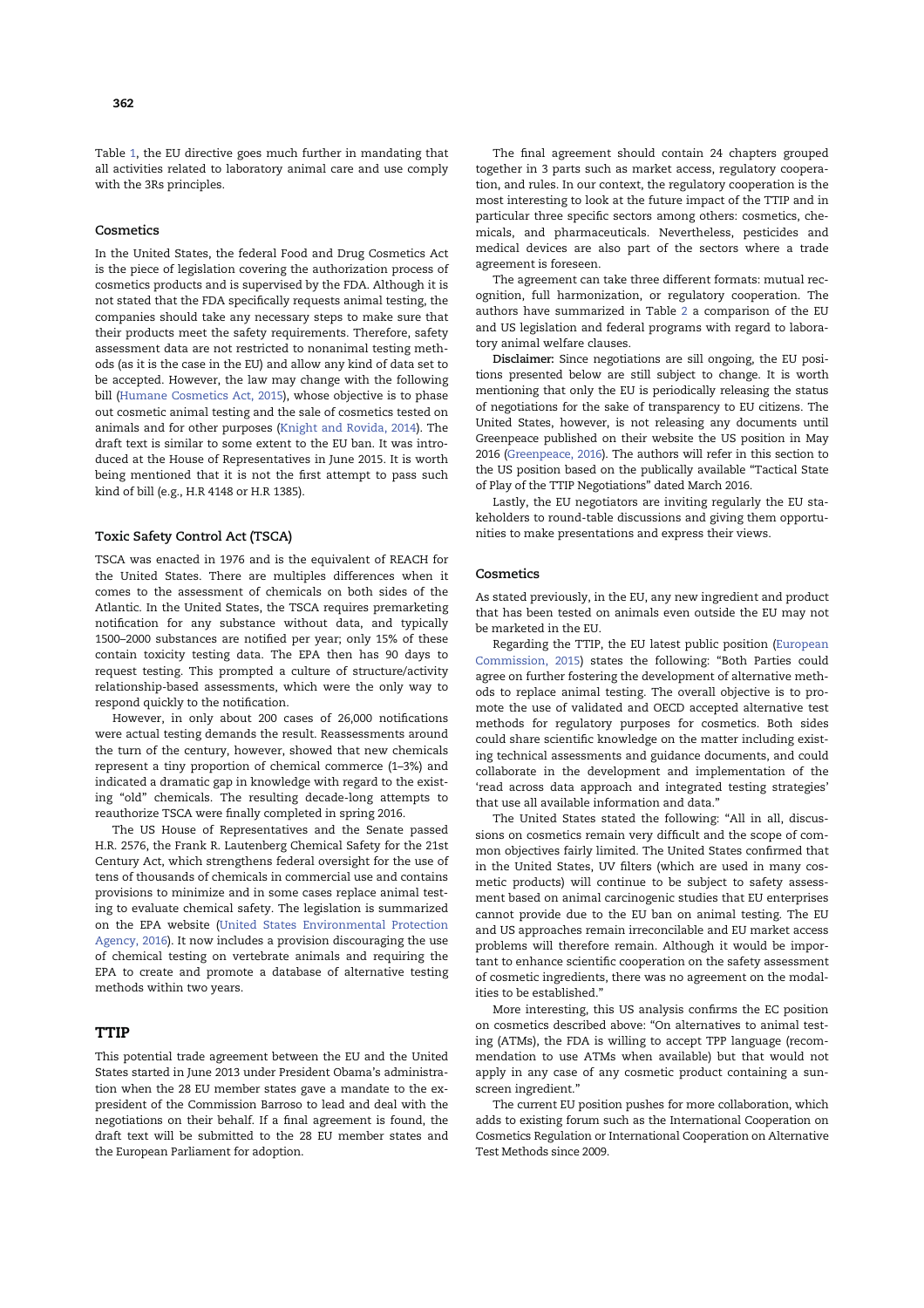Table 1, the EU directive goes much further in mandating that all activities related to laboratory animal care and use comply with the 3Rs principles.

### Cosmetics

In the United States, the federal Food and Drug Cosmetics Act is the piece of legislation covering the authorization process of cosmetics products and is supervised by the FDA. Although it is not stated that the FDA specifically requests animal testing, the companies should take any necessary steps to make sure that their products meet the safety requirements. Therefore, safety assessment data are not restricted to nonanimal testing methods (as it is the case in the EU) and allow any kind of data set to be accepted. However, the law may change with the following bill (Humane Cosmetics Act, 2015), whose objective is to phase out cosmetic animal testing and the sale of cosmetics tested on animals and for other purposes (Knight and Rovida, 2014). The draft text is similar to some extent to the EU ban. It was introduced at the House of Representatives in June 2015. It is worth being mentioned that it is not the first attempt to pass such kind of bill (e.g., H.R 4148 or H.R 1385).

### Toxic Safety Control Act (TSCA)

TSCA was enacted in 1976 and is the equivalent of REACH for the United States. There are multiples differences when it comes to the assessment of chemicals on both sides of the Atlantic. In the United States, the TSCA requires premarketing notification for any substance without data, and typically 1500–2000 substances are notified per year; only 15% of these contain toxicity testing data. The EPA then has 90 days to request testing. This prompted a culture of structure/activity relationship-based assessments, which were the only way to respond quickly to the notification.

However, in only about 200 cases of 26,000 notifications were actual testing demands the result. Reassessments around the turn of the century, however, showed that new chemicals represent a tiny proportion of chemical commerce (1–3%) and indicated a dramatic gap in knowledge with regard to the existing "old" chemicals. The resulting decade-long attempts to reauthorize TSCA were finally completed in spring 2016.

The US House of Representatives and the Senate passed H.R. 2576, the Frank R. Lautenberg Chemical Safety for the 21st Century Act, which strengthens federal oversight for the use of tens of thousands of chemicals in commercial use and contains provisions to minimize and in some cases replace animal testing to evaluate chemical safety. The legislation is summarized on the EPA website (United States Environmental Protection Agency, 2016). It now includes a provision discouraging the use of chemical testing on vertebrate animals and requiring the EPA to create and promote a database of alternative testing methods within two years.

## TTIP

This potential trade agreement between the EU and the United States started in June 2013 under President Obama's administration when the 28 EU member states gave a mandate to the ex-president of the Commission Barroso to lead and deal with the negotiations on their behalf. If a final agreement is found, the draft text will be submitted to the 28 EU member states and the European Parliament for adoption.

The final agreement should contain 24 chapters grouped together in 3 parts such as market access, regulatory cooperation, and rules. In our context, the regulatory cooperation is the most interesting to look at the future impact of the TTIP and in particular three specific sectors among others: cosmetics, chemicals, and pharmaceuticals. Nevertheless, pesticides and medical devices are also part of the sectors where a trade agreement is foreseen.

The agreement can take three different formats: mutual recognition, full harmonization, or regulatory cooperation. The authors have summarized in Table 2 a comparison of the EU and US legislation and federal programs with regard to laboratory animal welfare clauses.

**Disclaimer:** Since negotiations are sill ongoing, the EU positions presented below are still subject to change. It is worth mentioning that only the EU is periodically releasing the status of negotiations for the sake of transparency to EU citizens. The United States, however, is not releasing any documents until Greenpeace published on their website the US position in May 2016 (Greenpeace, 2016). The authors will refer in this section to the US position based on the publically available "Tactical State of Play of the TTIP Negotiations" dated March 2016.

Lastly, the EU negotiators are inviting regularly the EU stakeholders to round-table discussions and giving them opportunities to make presentations and express their views.

### Cosmetics

As stated previously, in the EU, any new ingredient and product that has been tested on animals even outside the EU may not be marketed in the EU.

Regarding the TTIP, the EU latest public position (European Commission, 2015) states the following: "Both Parties could agree on further fostering the development of alternative methods to replace animal testing. The overall objective is to promote the use of validated and OECD accepted alternative test methods for regulatory purposes for cosmetics. Both sides could share scientific knowledge on the matter including existing technical assessments and guidance documents, and could collaborate in the development and implementation of the 'read across data approach and integrated testing strategies' that use all available information and data."

The United States stated the following: "All in all, discussions on cosmetics remain very difficult and the scope of common objectives fairly limited. The United States confirmed that in the United States, UV filters (which are used in many cosmetic products) will continue to be subject to safety assessment based on animal carcinogenic studies that EU enterprises cannot provide due to the EU ban on animal testing. The EU and US approaches remain irreconcilable and EU market access problems will therefore remain. Although it would be important to enhance scientific cooperation on the safety assessment of cosmetic ingredients, there was no agreement on the modalities to be established."

More interesting, this US analysis confirms the EC position on cosmetics described above: "On alternatives to animal testing (ATMs), the FDA is willing to accept TPP language (recommendation to use ATMs when available) but that would not apply in any case of any cosmetic product containing a sunscreen ingredient."

The current EU position pushes for more collaboration, which adds to existing forum such as the International Cooperation on Cosmetics Regulation or International Cooperation on Alternative Test Methods since 2009.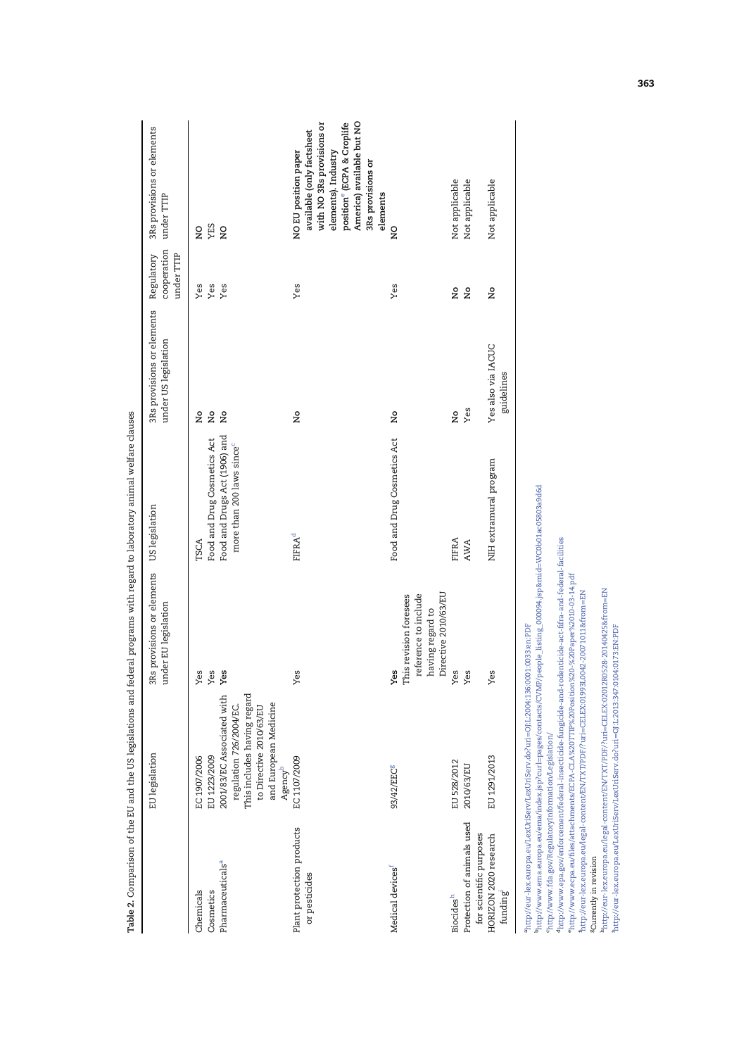**Table 2.** Comparison of the EU and the US legislations and federal programs with regard to laboratory animal welfare clauses

| | EU legislation | 3Rs provisions or elements under EU legislation | US legislation | 3Rs provisions or elements under US legislation | Regulatory cooperation under TTIP | 3Rs provisions or elements under TTIP |
|---|---|---|---|---|---|---|
| Chemicals | EC 1907/2006 | Yes | TSCA | No | Yes | NO |
| Cosmetics | EU 1223/2009 | Yes | Food and Drug Cosmetics Act | No | Yes | YES |
| Pharmaceuticals[a] | 2001/83/EC Associated with regulation 726/2004/EC. This includes having regard to Directive 2010/63/EU and European Medicine Agency[b] | **Yes** | Food and Drugs Act (1906) and more than 200 laws since[c] | No | Yes | NO |
| Plant protection products or pesticides | EC 1107/2009 | Yes | FIFRA[d] | No | Yes | **NO EU position paper available (only factsheet with NO 3Rs provisions or elements). Industry position[e] (ECPA & Croplife America) available but NO 3Rs provisions or elements** |
| Medical devices[f] | 93/42/EEC[g] | **Yes** This revision foresees reference to include having regard to Directive 2010/63/EU | Food and Drug Cosmetics Act | No | Yes | NO |
| Biocides[h] | EU 528/2012 | Yes | FIFRA | No | No | Not applicable |
| Protection of animals used for scientific purposes | 2010/63/EU | Yes | AWA | Yes | No | Not applicable |
| HORIZON 2020 research funding[i] | EU 1291/2013 | Yes | NIH extramural program | Yes also via IACUC guidelines | No | Not applicable |

[a]http://eur-lex.europa.eu/LexUriServ/LexUriServ.do?uri=OJ:L:2004:136:0001:0033:en:PDF
[b]http://www.ema.europa.eu/ema/index.jsp?curl=pages/contacts/CVMP/people_listing_000094.jsp&mid=WC0b01ac05803a9d6d
[c]http://www.fda.gov/RegulatoryInformation/Legislation/
[d]http://www.epa.gov/enforcement/federal-insecticide-fungicide-and-rodenticide-act-fifra-and-federal-facilities
[e]http://www.ecpa.eu/files/attachments/ECPA-CLA%20TTIP%20Position%20-%20Paper%2010-03-14.pdf
[f]http://eur-lex.europa.eu/legal-content/EN/TXT/PDF/?uri=CELEX:01993L0042-20071011&from=EN
[g]Currently in revision
[h]http://eur-lex.europa.eu/legal-content/EN/TXT/PDF/?uri=CELEX:02012R0528-20140425&from=EN
[i]http://eur-lex.europa.eu/LexUriServ/LexUriServ.do?uri=OJ:L:2013:347:0104:0173:EN:PDF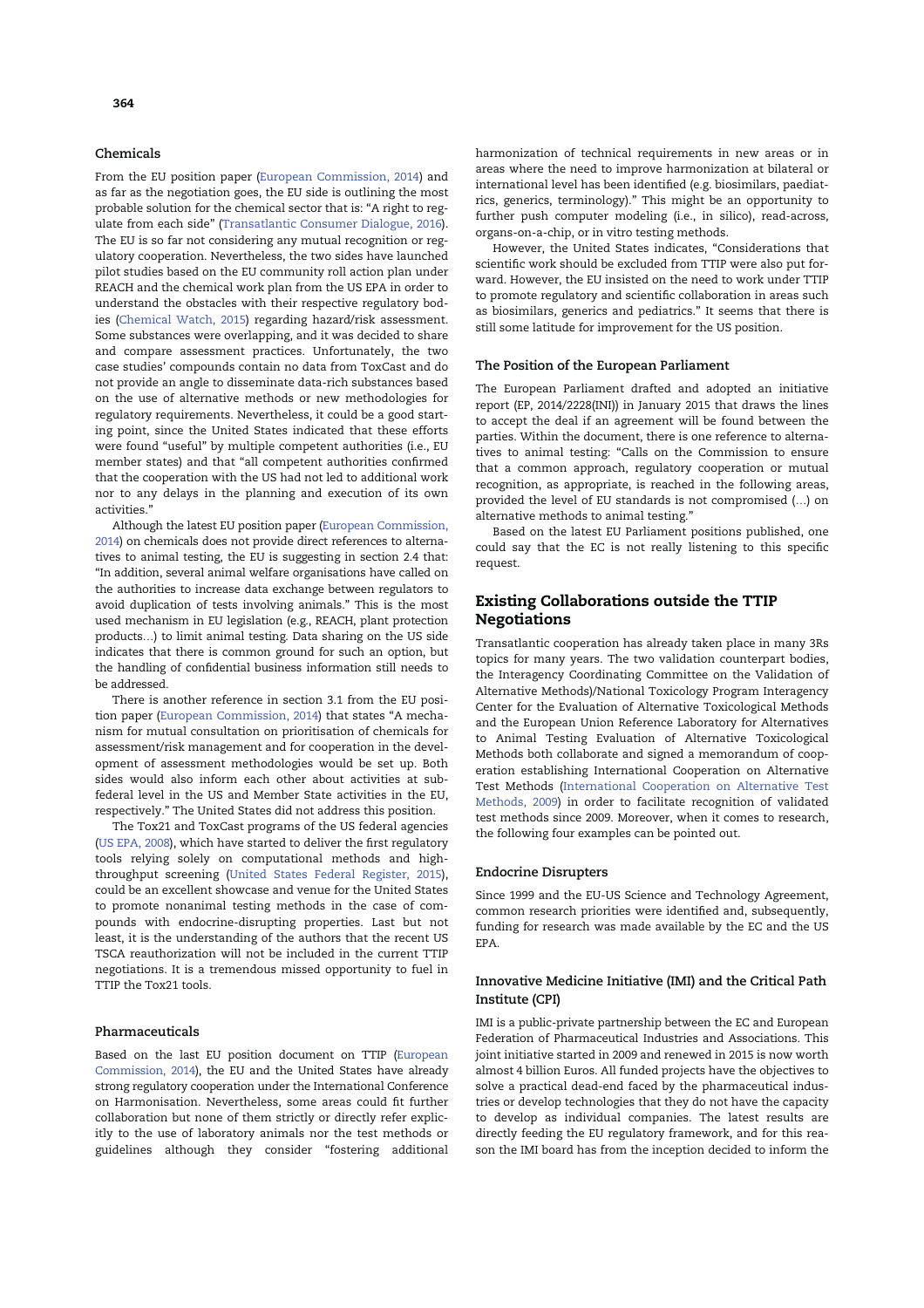### Chemicals

From the EU position paper (European Commission, 2014) and as far as the negotiation goes, the EU side is outlining the most probable solution for the chemical sector that is: "A right to regulate from each side" (Transatlantic Consumer Dialogue, 2016). The EU is so far not considering any mutual recognition or regulatory cooperation. Nevertheless, the two sides have launched pilot studies based on the EU community roll action plan under REACH and the chemical work plan from the US EPA in order to understand the obstacles with their respective regulatory bodies (Chemical Watch, 2015) regarding hazard/risk assessment. Some substances were overlapping, and it was decided to share and compare assessment practices. Unfortunately, the two case studies' compounds contain no data from ToxCast and do not provide an angle to disseminate data-rich substances based on the use of alternative methods or new methodologies for regulatory requirements. Nevertheless, it could be a good starting point, since the United States indicated that these efforts were found "useful" by multiple competent authorities (i.e., EU member states) and that "all competent authorities confirmed that the cooperation with the US had not led to additional work nor to any delays in the planning and execution of its own activities."

Although the latest EU position paper (European Commission, 2014) on chemicals does not provide direct references to alternatives to animal testing, the EU is suggesting in section 2.4 that: "In addition, several animal welfare organisations have called on the authorities to increase data exchange between regulators to avoid duplication of tests involving animals." This is the most used mechanism in EU legislation (e.g., REACH, plant protection products…) to limit animal testing. Data sharing on the US side indicates that there is common ground for such an option, but the handling of confidential business information still needs to be addressed.

There is another reference in section 3.1 from the EU position paper (European Commission, 2014) that states "A mechanism for mutual consultation on prioritisation of chemicals for assessment/risk management and for cooperation in the development of assessment methodologies would be set up. Both sides would also inform each other about activities at sub-federal level in the US and Member State activities in the EU, respectively." The United States did not address this position.

The Tox21 and ToxCast programs of the US federal agencies (US EPA, 2008), which have started to deliver the first regulatory tools relying solely on computational methods and high-throughput screening (United States Federal Register, 2015), could be an excellent showcase and venue for the United States to promote nonanimal testing methods in the case of compounds with endocrine-disrupting properties. Last but not least, it is the understanding of the authors that the recent US TSCA reauthorization will not be included in the current TTIP negotiations. It is a tremendous missed opportunity to fuel in TTIP the Tox21 tools.

### Pharmaceuticals

Based on the last EU position document on TTIP (European Commission, 2014), the EU and the United States have already strong regulatory cooperation under the International Conference on Harmonisation. Nevertheless, some areas could fit further collaboration but none of them strictly or directly refer explicitly to the use of laboratory animals nor the test methods or guidelines although they consider "fostering additional harmonization of technical requirements in new areas or in areas where the need to improve harmonization at bilateral or international level has been identified (e.g. biosimilars, paediatrics, generics, terminology)." This might be an opportunity to further push computer modeling (i.e., in silico), read-across, organs-on-a-chip, or in vitro testing methods.

However, the United States indicates, "Considerations that scientific work should be excluded from TTIP were also put forward. However, the EU insisted on the need to work under TTIP to promote regulatory and scientific collaboration in areas such as biosimilars, generics and pediatrics." It seems that there is still some latitude for improvement for the US position.

### The Position of the European Parliament

The European Parliament drafted and adopted an initiative report (EP, 2014/2228(INI)) in January 2015 that draws the lines to accept the deal if an agreement will be found between the parties. Within the document, there is one reference to alternatives to animal testing: "Calls on the Commission to ensure that a common approach, regulatory cooperation or mutual recognition, as appropriate, is reached in the following areas, provided the level of EU standards is not compromised (…) on alternative methods to animal testing."

Based on the latest EU Parliament positions published, one could say that the EC is not really listening to this specific request.

## Existing Collaborations outside the TTIP Negotiations

Transatlantic cooperation has already taken place in many 3Rs topics for many years. The two validation counterpart bodies, the Interagency Coordinating Committee on the Validation of Alternative Methods)/National Toxicology Program Interagency Center for the Evaluation of Alternative Toxicological Methods and the European Union Reference Laboratory for Alternatives to Animal Testing Evaluation of Alternative Toxicological Methods both collaborate and signed a memorandum of cooperation establishing International Cooperation on Alternative Test Methods (International Cooperation on Alternative Test Methods, 2009) in order to facilitate recognition of validated test methods since 2009. Moreover, when it comes to research, the following four examples can be pointed out.

### Endocrine Disrupters

Since 1999 and the EU-US Science and Technology Agreement, common research priorities were identified and, subsequently, funding for research was made available by the EC and the US EPA.

### Innovative Medicine Initiative (IMI) and the Critical Path Institute (CPI)

IMI is a public-private partnership between the EC and European Federation of Pharmaceutical Industries and Associations. This joint initiative started in 2009 and renewed in 2015 is now worth almost 4 billion Euros. All funded projects have the objectives to solve a practical dead-end faced by the pharmaceutical industries or develop technologies that they do not have the capacity to develop as individual companies. The latest results are directly feeding the EU regulatory framework, and for this reason the IMI board has from the inception decided to inform the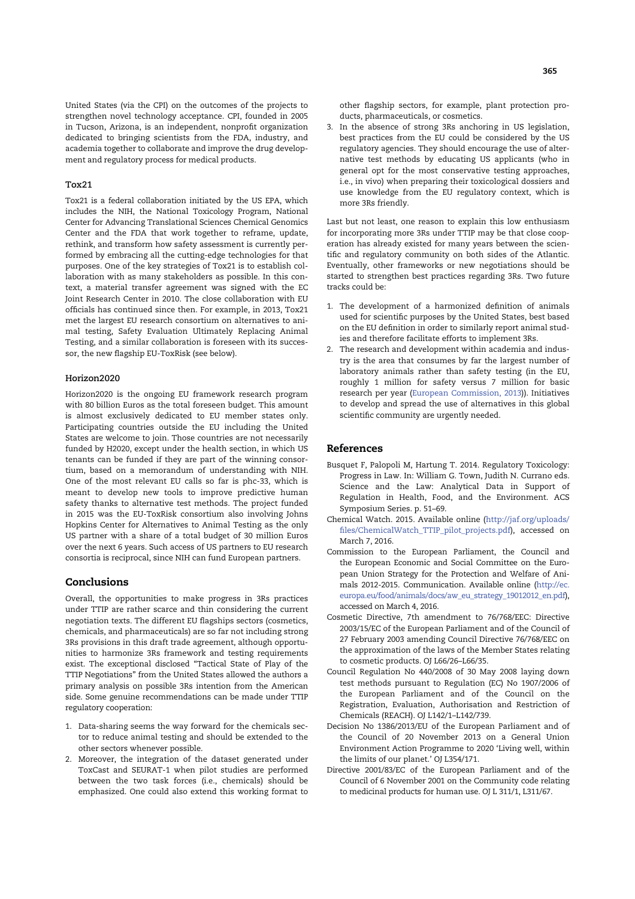United States (via the CPI) on the outcomes of the projects to strengthen novel technology acceptance. CPI, founded in 2005 in Tucson, Arizona, is an independent, nonprofit organization dedicated to bringing scientists from the FDA, industry, and academia together to collaborate and improve the drug development and regulatory process for medical products.

### Tox21

Tox21 is a federal collaboration initiated by the US EPA, which includes the NIH, the National Toxicology Program, National Center for Advancing Translational Sciences Chemical Genomics Center and the FDA that work together to reframe, update, rethink, and transform how safety assessment is currently performed by embracing all the cutting-edge technologies for that purposes. One of the key strategies of Tox21 is to establish collaboration with as many stakeholders as possible. In this context, a material transfer agreement was signed with the EC Joint Research Center in 2010. The close collaboration with EU officials has continued since then. For example, in 2013, Tox21 met the largest EU research consortium on alternatives to animal testing, Safety Evaluation Ultimately Replacing Animal Testing, and a similar collaboration is foreseen with its successor, the new flagship EU-ToxRisk (see below).

### Horizon2020

Horizon2020 is the ongoing EU framework research program with 80 billion Euros as the total foreseen budget. This amount is almost exclusively dedicated to EU member states only. Participating countries outside the EU including the United States are welcome to join. Those countries are not necessarily funded by H2020, except under the health section, in which US tenants can be funded if they are part of the winning consortium, based on a memorandum of understanding with NIH. One of the most relevant EU calls so far is phc-33, which is meant to develop new tools to improve predictive human safety thanks to alternative test methods. The project funded in 2015 was the EU-ToxRisk consortium also involving Johns Hopkins Center for Alternatives to Animal Testing as the only US partner with a share of a total budget of 30 million Euros over the next 6 years. Such access of US partners to EU research consortia is reciprocal, since NIH can fund European partners.

## Conclusions

Overall, the opportunities to make progress in 3Rs practices under TTIP are rather scarce and thin considering the current negotiation texts. The different EU flagships sectors (cosmetics, chemicals, and pharmaceuticals) are so far not including strong 3Rs provisions in this draft trade agreement, although opportunities to harmonize 3Rs framework and testing requirements exist. The exceptional disclosed "Tactical State of Play of the TTIP Negotiations" from the United States allowed the authors a primary analysis on possible 3Rs intention from the American side. Some genuine recommendations can be made under TTIP regulatory cooperation:

1. Data-sharing seems the way forward for the chemicals sector to reduce animal testing and should be extended to the other sectors whenever possible.
2. Moreover, the integration of the dataset generated under ToxCast and SEURAT-1 when pilot studies are performed between the two task forces (i.e., chemicals) should be emphasized. One could also extend this working format to other flagship sectors, for example, plant protection products, pharmaceuticals, or cosmetics.
3. In the absence of strong 3Rs anchoring in US legislation, best practices from the EU could be considered by the US regulatory agencies. They should encourage the use of alternative test methods by educating US applicants (who in general opt for the most conservative testing approaches, i.e., in vivo) when preparing their toxicological dossiers and use knowledge from the EU regulatory context, which is more 3Rs friendly.

Last but not least, one reason to explain this low enthusiasm for incorporating more 3Rs under TTIP may be that close cooperation has already existed for many years between the scientific and regulatory community on both sides of the Atlantic. Eventually, other frameworks or new negotiations should be started to strengthen best practices regarding 3Rs. Two future tracks could be:

1. The development of a harmonized definition of animals used for scientific purposes by the United States, best based on the EU definition in order to similarly report animal studies and therefore facilitate efforts to implement 3Rs.
2. The research and development within academia and industry is the area that consumes by far the largest number of laboratory animals rather than safety testing (in the EU, roughly 1 million for safety versus 7 million for basic research per year (European Commission, 2013)). Initiatives to develop and spread the use of alternatives in this global scientific community are urgently needed.

## References

Busquet F, Palopoli M, Hartung T. 2014. Regulatory Toxicology: Progress in Law. In: William G. Town, Judith N. Currano eds. Science and the Law: Analytical Data in Support of Regulation in Health, Food, and the Environment. ACS Symposium Series. p. 51–69.

Chemical Watch. 2015. Available online (http://jaf.org/uploads/files/ChemicalWatch_TTIP_pilot_projects.pdf), accessed on March 7, 2016.

Commission to the European Parliament, the Council and the European Economic and Social Committee on the European Union Strategy for the Protection and Welfare of Animals 2012-2015. Communication. Available online (http://ec.europa.eu/food/animals/docs/aw_eu_strategy_19012012_en.pdf), accessed on March 4, 2016.

Cosmetic Directive, 7th amendment to 76/768/EEC: Directive 2003/15/EC of the European Parliament and of the Council of 27 February 2003 amending Council Directive 76/768/EEC on the approximation of the laws of the Member States relating to cosmetic products. OJ L66/26–L66/35.

Council Regulation No 440/2008 of 30 May 2008 laying down test methods pursuant to Regulation (EC) No 1907/2006 of the European Parliament and of the Council on the Registration, Evaluation, Authorisation and Restriction of Chemicals (REACH). OJ L142/1–L142/739.

Decision No 1386/2013/EU of the European Parliament and of the Council of 20 November 2013 on a General Union Environment Action Programme to 2020 'Living well, within the limits of our planet.' OJ L354/171.

Directive 2001/83/EC of the European Parliament and of the Council of 6 November 2001 on the Community code relating to medicinal products for human use. OJ L 311/1, L311/67.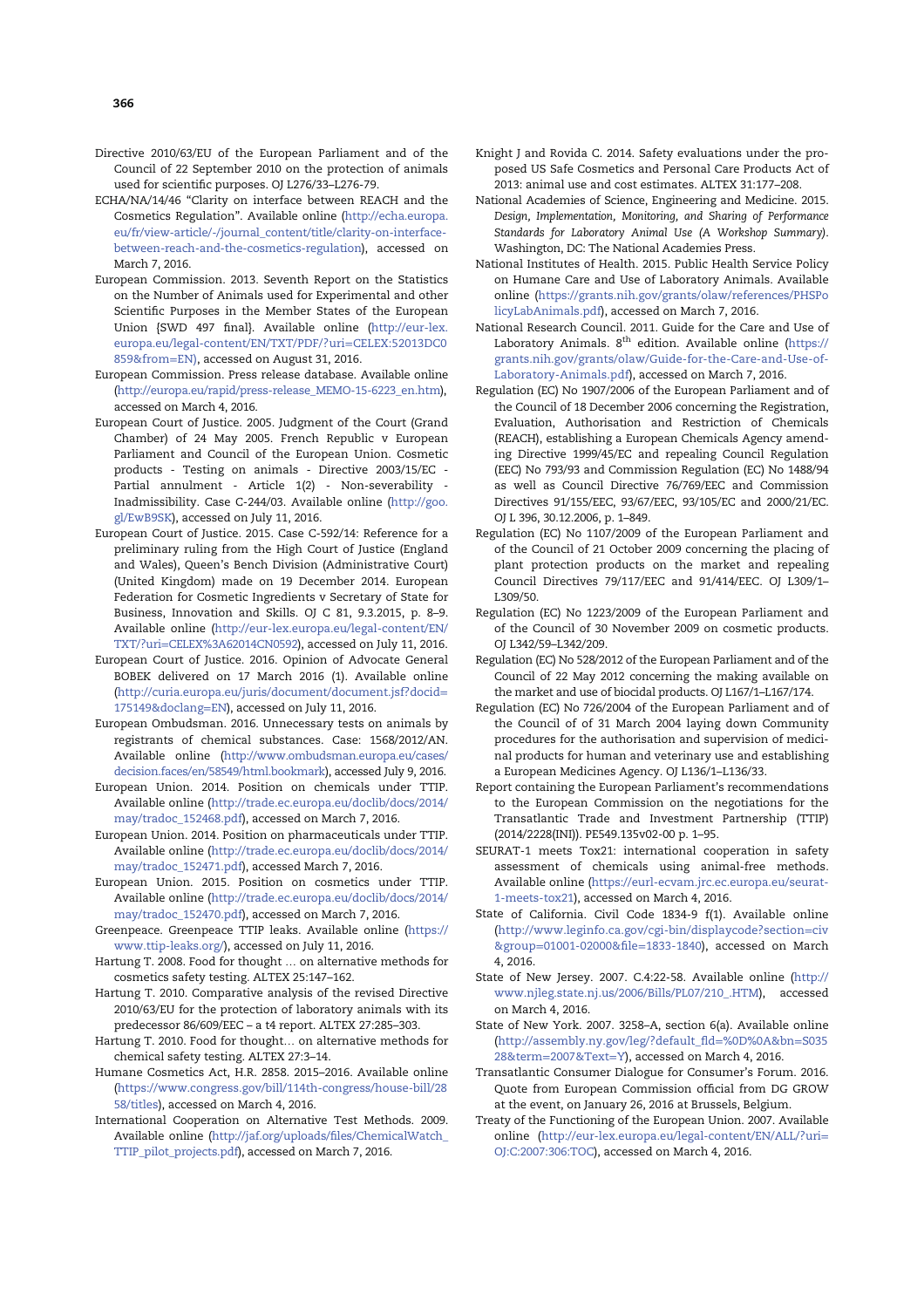Directive 2010/63/EU of the European Parliament and of the Council of 22 September 2010 on the protection of animals used for scientific purposes. OJ L276/33–L276-79.

ECHA/NA/14/46 "Clarity on interface between REACH and the Cosmetics Regulation". Available online (http://echa.europa.eu/fr/view-article/-/journal_content/title/clarity-on-interface-between-reach-and-the-cosmetics-regulation), accessed on March 7, 2016.

European Commission. 2013. Seventh Report on the Statistics on the Number of Animals used for Experimental and other Scientific Purposes in the Member States of the European Union {SWD 497 final}. Available online (http://eur-lex.europa.eu/legal-content/EN/TXT/PDF/?uri=CELEX:52013DC0859&from=EN), accessed on August 31, 2016.

European Commission. Press release database. Available online (http://europa.eu/rapid/press-release_MEMO-15-6223_en.htm), accessed on March 4, 2016.

European Court of Justice. 2005. Judgment of the Court (Grand Chamber) of 24 May 2005. French Republic v European Parliament and Council of the European Union. Cosmetic products - Testing on animals - Directive 2003/15/EC - Partial annulment - Article 1(2) - Non-severability - Inadmissibility. Case C-244/03. Available online (http://goo.gl/EwB9SK), accessed on July 11, 2016.

European Court of Justice. 2015. Case C-592/14: Reference for a preliminary ruling from the High Court of Justice (England and Wales), Queen's Bench Division (Administrative Court) (United Kingdom) made on 19 December 2014. European Federation for Cosmetic Ingredients v Secretary of State for Business, Innovation and Skills. OJ C 81, 9.3.2015, p. 8–9. Available online (http://eur-lex.europa.eu/legal-content/EN/TXT/?uri=CELEX%3A62014CN0592), accessed on July 11, 2016.

European Court of Justice. 2016. Opinion of Advocate General BOBEK delivered on 17 March 2016 (1). Available online (http://curia.europa.eu/juris/document/document.jsf?docid=175149&doclang=EN), accessed on July 11, 2016.

European Ombudsman. 2016. Unnecessary tests on animals by registrants of chemical substances. Case: 1568/2012/AN. Available online (http://www.ombudsman.europa.eu/cases/decision.faces/en/58549/html.bookmark), accessed July 9, 2016.

European Union. 2014. Position on chemicals under TTIP. Available online (http://trade.ec.europa.eu/doclib/docs/2014/may/tradoc_152468.pdf), accessed on March 7, 2016.

European Union. 2014. Position on pharmaceuticals under TTIP. Available online (http://trade.ec.europa.eu/doclib/docs/2014/may/tradoc_152471.pdf), accessed March 7, 2016.

European Union. 2015. Position on cosmetics under TTIP. Available online (http://trade.ec.europa.eu/doclib/docs/2014/may/tradoc_152470.pdf), accessed on March 7, 2016.

Greenpeace. Greenpeace TTIP leaks. Available online (https://www.ttip-leaks.org/), accessed on July 11, 2016.

Hartung T. 2008. Food for thought … on alternative methods for cosmetics safety testing. ALTEX 25:147–162.

Hartung T. 2010. Comparative analysis of the revised Directive 2010/63/EU for the protection of laboratory animals with its predecessor 86/609/EEC – a t4 report. ALTEX 27:285–303.

Hartung T. 2010. Food for thought… on alternative methods for chemical safety testing. ALTEX 27:3–14.

Humane Cosmetics Act, H.R. 2858. 2015–2016. Available online (https://www.congress.gov/bill/114th-congress/house-bill/2858/titles), accessed on March 4, 2016.

International Cooperation on Alternative Test Methods. 2009. Available online (http://jaf.org/uploads/files/ChemicalWatch_TTIP_pilot_projects.pdf), accessed on March 7, 2016.

Knight J and Rovida C. 2014. Safety evaluations under the proposed US Safe Cosmetics and Personal Care Products Act of 2013: animal use and cost estimates. ALTEX 31:177–208.

National Academies of Science, Engineering and Medicine. 2015. *Design, Implementation, Monitoring, and Sharing of Performance Standards for Laboratory Animal Use (A Workshop Summary)*. Washington, DC: The National Academies Press.

National Institutes of Health. 2015. Public Health Service Policy on Humane Care and Use of Laboratory Animals. Available online (https://grants.nih.gov/grants/olaw/references/PHSPolicyLabAnimals.pdf), accessed on March 7, 2016.

National Research Council. 2011. Guide for the Care and Use of Laboratory Animals. 8th edition. Available online (https://grants.nih.gov/grants/olaw/Guide-for-the-Care-and-Use-of-Laboratory-Animals.pdf), accessed on March 7, 2016.

Regulation (EC) No 1907/2006 of the European Parliament and of the Council of 18 December 2006 concerning the Registration, Evaluation, Authorisation and Restriction of Chemicals (REACH), establishing a European Chemicals Agency amending Directive 1999/45/EC and repealing Council Regulation (EEC) No 793/93 and Commission Regulation (EC) No 1488/94 as well as Council Directive 76/769/EEC and Commission Directives 91/155/EEC, 93/67/EEC, 93/105/EC and 2000/21/EC. OJ L 396, 30.12.2006, p. 1–849.

Regulation (EC) No 1107/2009 of the European Parliament and of the Council of 21 October 2009 concerning the placing of plant protection products on the market and repealing Council Directives 79/117/EEC and 91/414/EEC. OJ L309/1–L309/50.

Regulation (EC) No 1223/2009 of the European Parliament and of the Council of 30 November 2009 on cosmetic products. OJ L342/59–L342/209.

Regulation (EC) No 528/2012 of the European Parliament and of the Council of 22 May 2012 concerning the making available on the market and use of biocidal products. OJ L167/1–L167/174.

Regulation (EC) No 726/2004 of the European Parliament and of the Council of of 31 March 2004 laying down Community procedures for the authorisation and supervision of medicinal products for human and veterinary use and establishing a European Medicines Agency. OJ L136/1–L136/33.

Report containing the European Parliament's recommendations to the European Commission on the negotiations for the Transatlantic Trade and Investment Partnership (TTIP) (2014/2228(INI)). PE549.135v02-00 p. 1–95.

SEURAT-1 meets Tox21: international cooperation in safety assessment of chemicals using animal-free methods. Available online (https://eurl-ecvam.jrc.ec.europa.eu/seurat-1-meets-tox21), accessed on March 4, 2016.

State of California. Civil Code 1834-9 f(1). Available online (http://www.leginfo.ca.gov/cgi-bin/displaycode?section=civ&group=01001-02000&file=1833-1840), accessed on March 4, 2016.

State of New Jersey. 2007. C.4:22-58. Available online (http://www.njleg.state.nj.us/2006/Bills/PL07/210_.HTM), accessed on March 4, 2016.

State of New York. 2007. 3258–A, section 6(a). Available online (http://assembly.ny.gov/leg/?default_fld=%0D%0A&bn=S03528&term=2007&Text=Y), accessed on March 4, 2016.

Transatlantic Consumer Dialogue for Consumer's Forum. 2016. Quote from European Commission official from DG GROW at the event, on January 26, 2016 at Brussels, Belgium.

Treaty of the Functioning of the European Union. 2007. Available online (http://eur-lex.europa.eu/legal-content/EN/ALL/?uri=OJ:C:2007:306:TOC), accessed on March 4, 2016.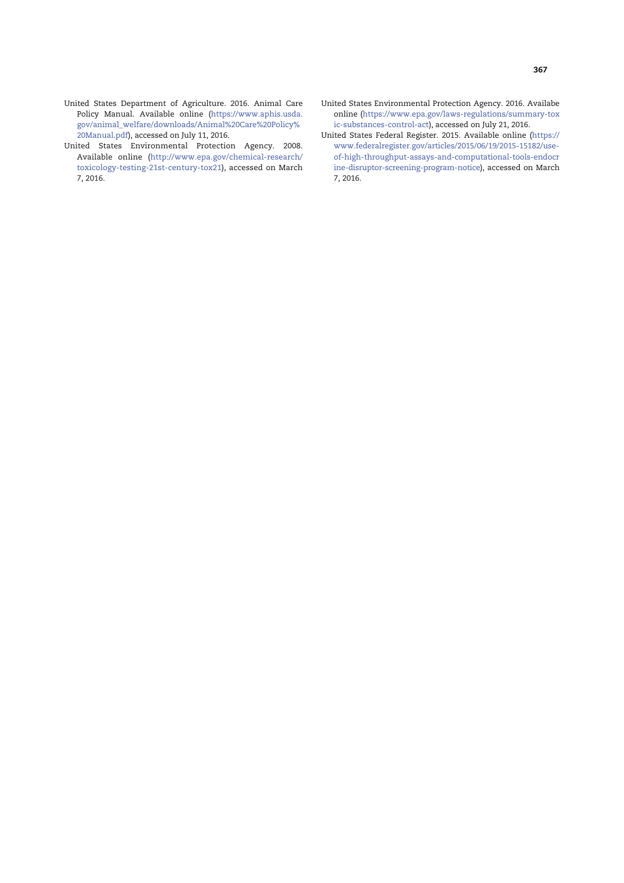United States Department of Agriculture. 2016. Animal Care Policy Manual. Available online (https://www.aphis.usda.gov/animal_welfare/downloads/Animal%20Care%20Policy%20Manual.pdf), accessed on July 11, 2016.

United States Environmental Protection Agency. 2008. Available online (http://www.epa.gov/chemical-research/toxicology-testing-21st-century-tox21), accessed on March 7, 2016.

United States Environmental Protection Agency. 2016. Availabe online (https://www.epa.gov/laws-regulations/summary-toxic-substances-control-act), accessed on July 21, 2016.

United States Federal Register. 2015. Available online (https://www.federalregister.gov/articles/2015/06/19/2015-15182/use-of-high-throughput-assays-and-computational-tools-endocrine-disruptor-screening-program-notice), accessed on March 7, 2016.